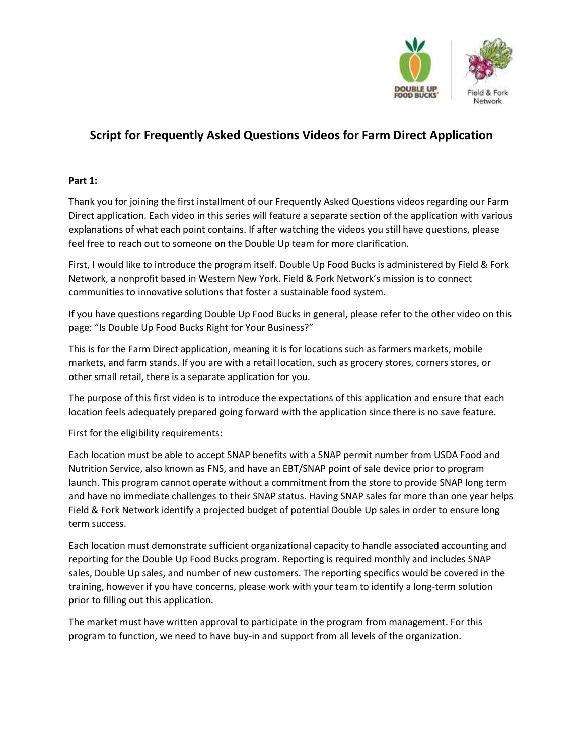# Script for Frequently Asked Questions Videos for Farm Direct Application

**Part 1:**

Thank you for joining the first installment of our Frequently Asked Questions videos regarding our Farm Direct application. Each video in this series will feature a separate section of the application with various explanations of what each point contains. If after watching the videos you still have questions, please feel free to reach out to someone on the Double Up team for more clarification.

First, I would like to introduce the program itself. Double Up Food Bucks is administered by Field & Fork Network, a nonprofit based in Western New York. Field & Fork Network's mission is to connect communities to innovative solutions that foster a sustainable food system.

If you have questions regarding Double Up Food Bucks in general, please refer to the other video on this page: "Is Double Up Food Bucks Right for Your Business?"

This is for the Farm Direct application, meaning it is for locations such as farmers markets, mobile markets, and farm stands. If you are with a retail location, such as grocery stores, corners stores, or other small retail, there is a separate application for you.

The purpose of this first video is to introduce the expectations of this application and ensure that each location feels adequately prepared going forward with the application since there is no save feature.

First for the eligibility requirements:

Each location must be able to accept SNAP benefits with a SNAP permit number from USDA Food and Nutrition Service, also known as FNS, and have an EBT/SNAP point of sale device prior to program launch. This program cannot operate without a commitment from the store to provide SNAP long term and have no immediate challenges to their SNAP status. Having SNAP sales for more than one year helps Field & Fork Network identify a projected budget of potential Double Up sales in order to ensure long term success.

Each location must demonstrate sufficient organizational capacity to handle associated accounting and reporting for the Double Up Food Bucks program. Reporting is required monthly and includes SNAP sales, Double Up sales, and number of new customers. The reporting specifics would be covered in the training, however if you have concerns, please work with your team to identify a long-term solution prior to filling out this application.

The market must have written approval to participate in the program from management. For this program to function, we need to have buy-in and support from all levels of the organization.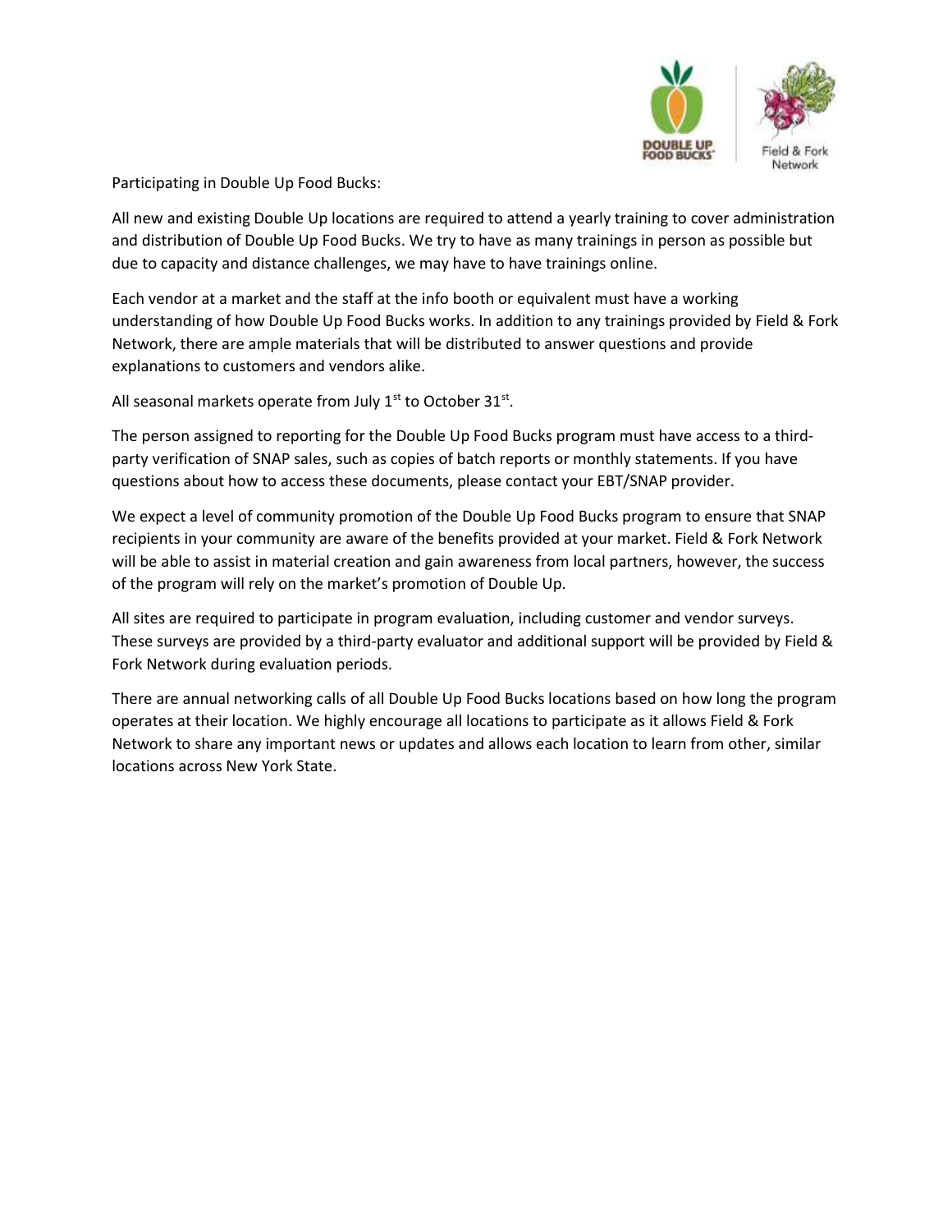Participating in Double Up Food Bucks:

All new and existing Double Up locations are required to attend a yearly training to cover administration and distribution of Double Up Food Bucks. We try to have as many trainings in person as possible but due to capacity and distance challenges, we may have to have trainings online.

Each vendor at a market and the staff at the info booth or equivalent must have a working understanding of how Double Up Food Bucks works. In addition to any trainings provided by Field & Fork Network, there are ample materials that will be distributed to answer questions and provide explanations to customers and vendors alike.

All seasonal markets operate from July 1st to October 31st.

The person assigned to reporting for the Double Up Food Bucks program must have access to a third-party verification of SNAP sales, such as copies of batch reports or monthly statements. If you have questions about how to access these documents, please contact your EBT/SNAP provider.

We expect a level of community promotion of the Double Up Food Bucks program to ensure that SNAP recipients in your community are aware of the benefits provided at your market. Field & Fork Network will be able to assist in material creation and gain awareness from local partners, however, the success of the program will rely on the market's promotion of Double Up.

All sites are required to participate in program evaluation, including customer and vendor surveys. These surveys are provided by a third-party evaluator and additional support will be provided by Field & Fork Network during evaluation periods.

There are annual networking calls of all Double Up Food Bucks locations based on how long the program operates at their location. We highly encourage all locations to participate as it allows Field & Fork Network to share any important news or updates and allows each location to learn from other, similar locations across New York State.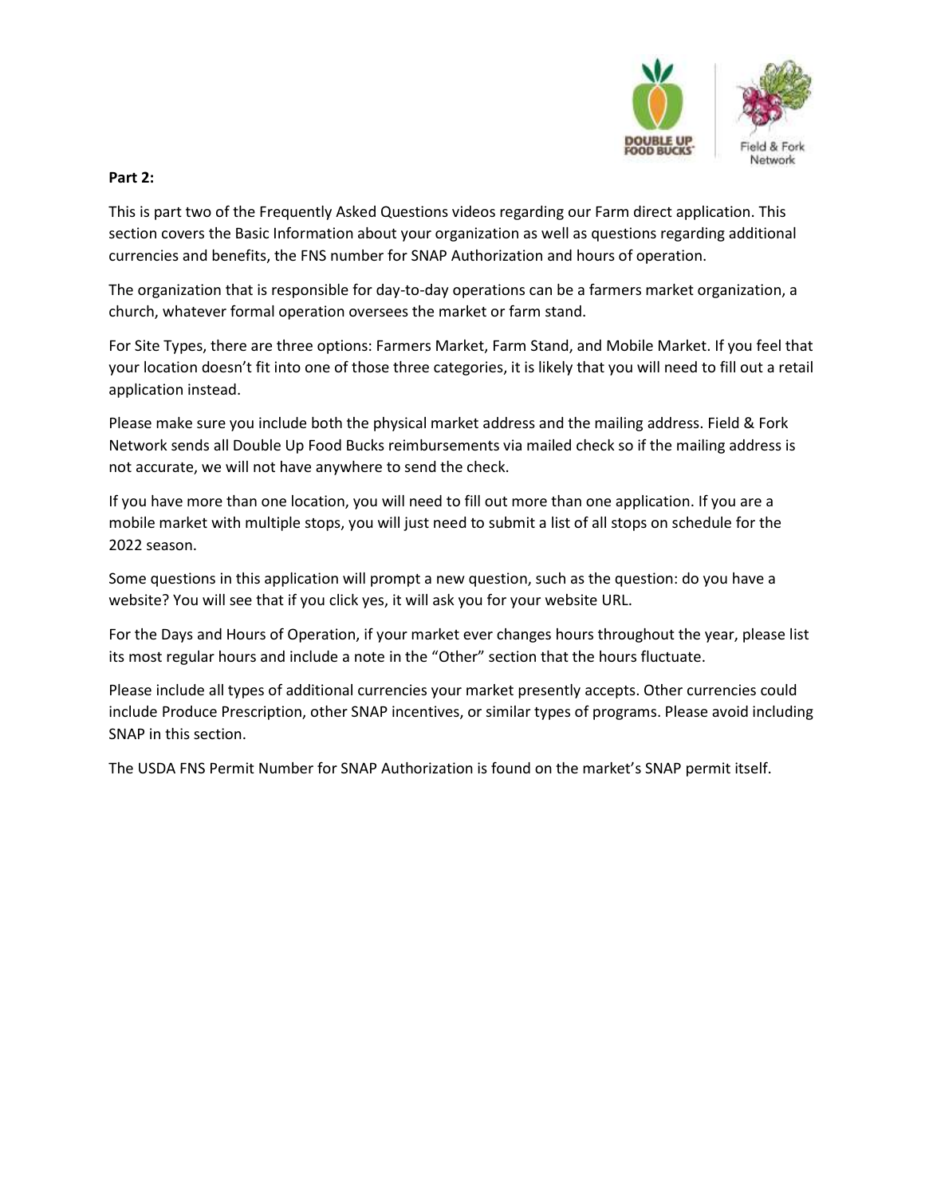**Part 2:**

This is part two of the Frequently Asked Questions videos regarding our Farm direct application. This section covers the Basic Information about your organization as well as questions regarding additional currencies and benefits, the FNS number for SNAP Authorization and hours of operation.

The organization that is responsible for day-to-day operations can be a farmers market organization, a church, whatever formal operation oversees the market or farm stand.

For Site Types, there are three options: Farmers Market, Farm Stand, and Mobile Market. If you feel that your location doesn't fit into one of those three categories, it is likely that you will need to fill out a retail application instead.

Please make sure you include both the physical market address and the mailing address. Field & Fork Network sends all Double Up Food Bucks reimbursements via mailed check so if the mailing address is not accurate, we will not have anywhere to send the check.

If you have more than one location, you will need to fill out more than one application. If you are a mobile market with multiple stops, you will just need to submit a list of all stops on schedule for the 2022 season.

Some questions in this application will prompt a new question, such as the question: do you have a website? You will see that if you click yes, it will ask you for your website URL.

For the Days and Hours of Operation, if your market ever changes hours throughout the year, please list its most regular hours and include a note in the "Other" section that the hours fluctuate.

Please include all types of additional currencies your market presently accepts. Other currencies could include Produce Prescription, other SNAP incentives, or similar types of programs. Please avoid including SNAP in this section.

The USDA FNS Permit Number for SNAP Authorization is found on the market's SNAP permit itself.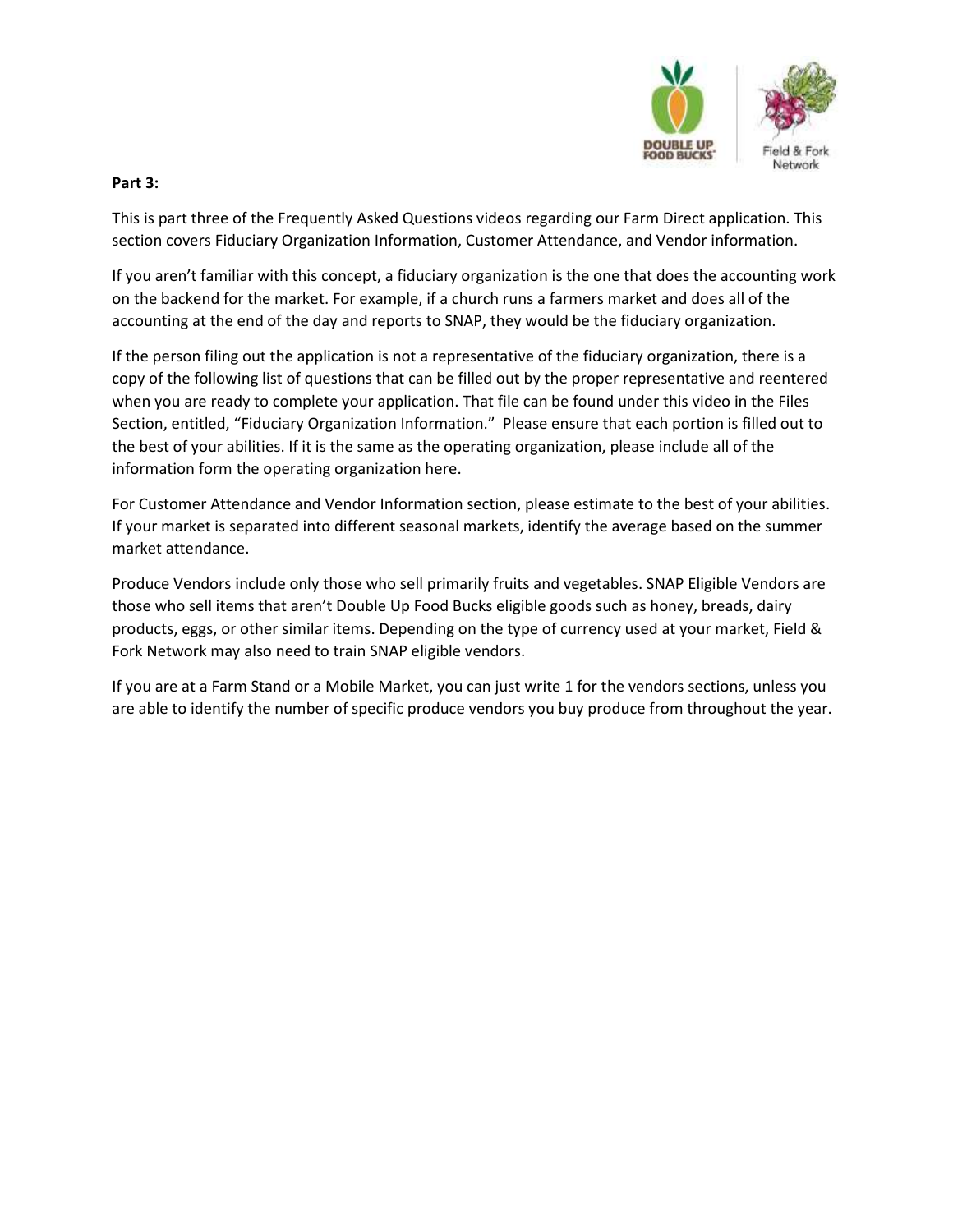**Part 3:**

This is part three of the Frequently Asked Questions videos regarding our Farm Direct application. This section covers Fiduciary Organization Information, Customer Attendance, and Vendor information.

If you aren't familiar with this concept, a fiduciary organization is the one that does the accounting work on the backend for the market. For example, if a church runs a farmers market and does all of the accounting at the end of the day and reports to SNAP, they would be the fiduciary organization.

If the person filing out the application is not a representative of the fiduciary organization, there is a copy of the following list of questions that can be filled out by the proper representative and reentered when you are ready to complete your application. That file can be found under this video in the Files Section, entitled, "Fiduciary Organization Information." Please ensure that each portion is filled out to the best of your abilities. If it is the same as the operating organization, please include all of the information form the operating organization here.

For Customer Attendance and Vendor Information section, please estimate to the best of your abilities. If your market is separated into different seasonal markets, identify the average based on the summer market attendance.

Produce Vendors include only those who sell primarily fruits and vegetables. SNAP Eligible Vendors are those who sell items that aren't Double Up Food Bucks eligible goods such as honey, breads, dairy products, eggs, or other similar items. Depending on the type of currency used at your market, Field & Fork Network may also need to train SNAP eligible vendors.

If you are at a Farm Stand or a Mobile Market, you can just write 1 for the vendors sections, unless you are able to identify the number of specific produce vendors you buy produce from throughout the year.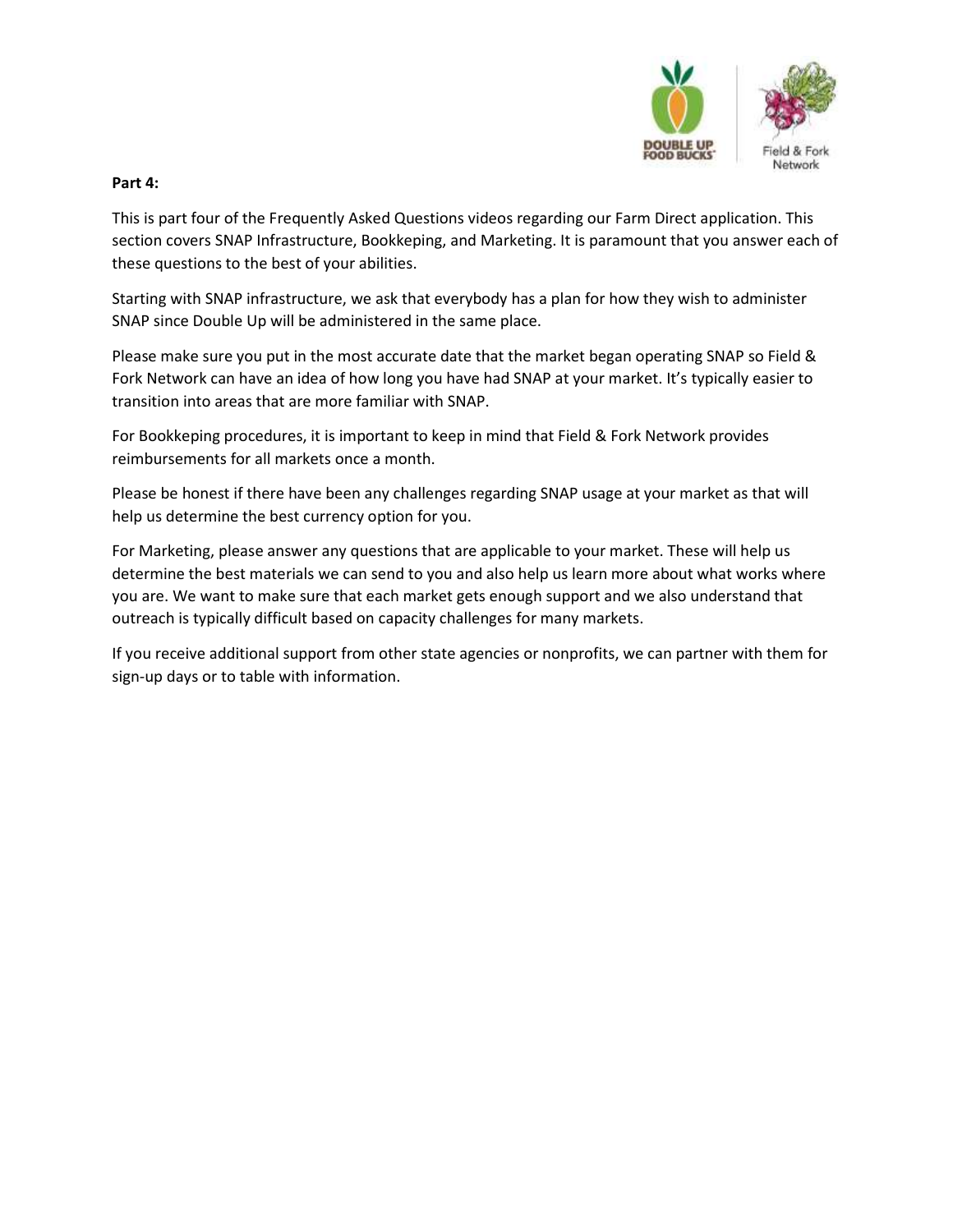**Part 4:**

This is part four of the Frequently Asked Questions videos regarding our Farm Direct application. This section covers SNAP Infrastructure, Bookkeping, and Marketing. It is paramount that you answer each of these questions to the best of your abilities.

Starting with SNAP infrastructure, we ask that everybody has a plan for how they wish to administer SNAP since Double Up will be administered in the same place.

Please make sure you put in the most accurate date that the market began operating SNAP so Field & Fork Network can have an idea of how long you have had SNAP at your market. It's typically easier to transition into areas that are more familiar with SNAP.

For Bookkeping procedures, it is important to keep in mind that Field & Fork Network provides reimbursements for all markets once a month.

Please be honest if there have been any challenges regarding SNAP usage at your market as that will help us determine the best currency option for you.

For Marketing, please answer any questions that are applicable to your market. These will help us determine the best materials we can send to you and also help us learn more about what works where you are. We want to make sure that each market gets enough support and we also understand that outreach is typically difficult based on capacity challenges for many markets.

If you receive additional support from other state agencies or nonprofits, we can partner with them for sign-up days or to table with information.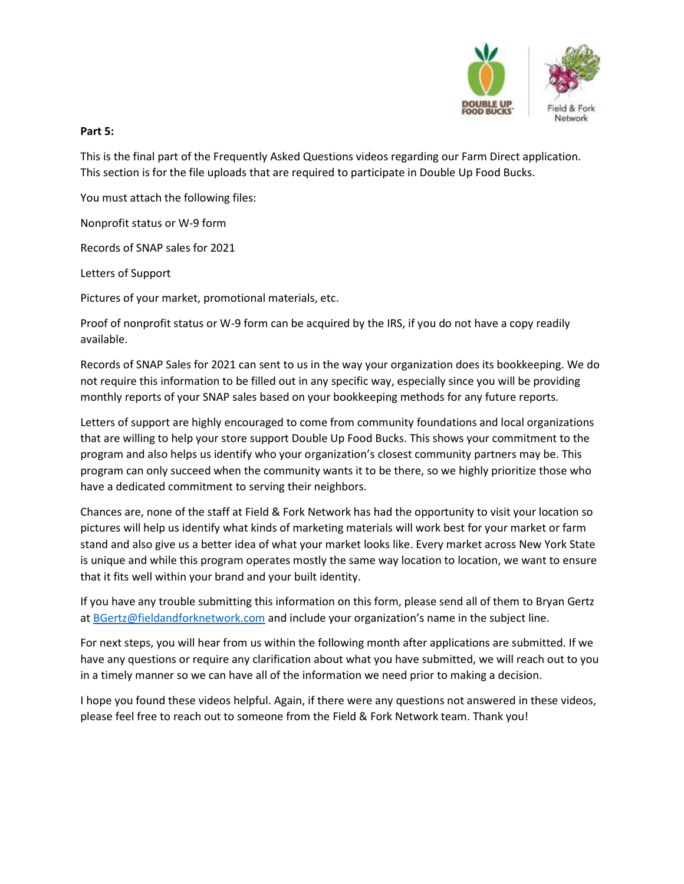**Part 5:**

This is the final part of the Frequently Asked Questions videos regarding our Farm Direct application. This section is for the file uploads that are required to participate in Double Up Food Bucks.

You must attach the following files:

Nonprofit status or W-9 form

Records of SNAP sales for 2021

Letters of Support

Pictures of your market, promotional materials, etc.

Proof of nonprofit status or W-9 form can be acquired by the IRS, if you do not have a copy readily available.

Records of SNAP Sales for 2021 can sent to us in the way your organization does its bookkeeping. We do not require this information to be filled out in any specific way, especially since you will be providing monthly reports of your SNAP sales based on your bookkeeping methods for any future reports.

Letters of support are highly encouraged to come from community foundations and local organizations that are willing to help your store support Double Up Food Bucks. This shows your commitment to the program and also helps us identify who your organization's closest community partners may be. This program can only succeed when the community wants it to be there, so we highly prioritize those who have a dedicated commitment to serving their neighbors.

Chances are, none of the staff at Field & Fork Network has had the opportunity to visit your location so pictures will help us identify what kinds of marketing materials will work best for your market or farm stand and also give us a better idea of what your market looks like. Every market across New York State is unique and while this program operates mostly the same way location to location, we want to ensure that it fits well within your brand and your built identity.

If you have any trouble submitting this information on this form, please send all of them to Bryan Gertz at BGertz@fieldandforknetwork.com and include your organization's name in the subject line.

For next steps, you will hear from us within the following month after applications are submitted. If we have any questions or require any clarification about what you have submitted, we will reach out to you in a timely manner so we can have all of the information we need prior to making a decision.

I hope you found these videos helpful. Again, if there were any questions not answered in these videos, please feel free to reach out to someone from the Field & Fork Network team. Thank you!